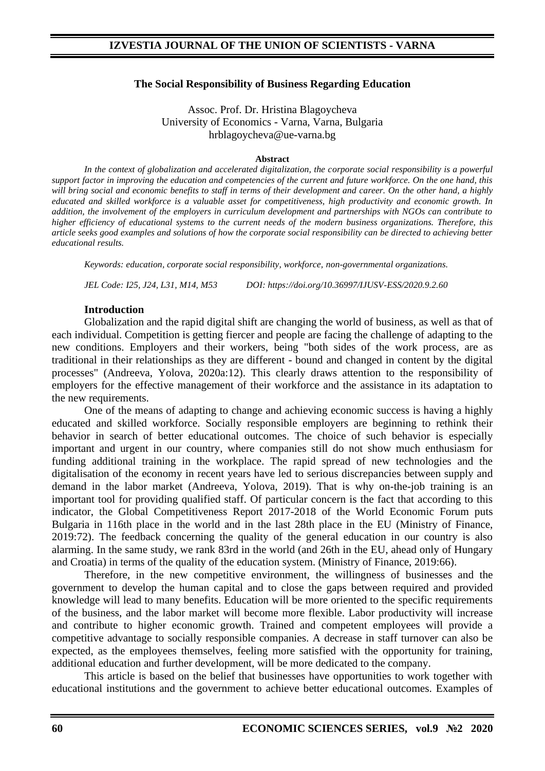# The Social Responsibility of Business Regarding Education

Assoc. Prof. Dr. Hristina Blagoycheva
University of Economics - Varna, Varna, Bulgaria
hrblagoycheva@ue-varna.bg

**Abstract**

*In the context of globalization and accelerated digitalization, the corporate social responsibility is a powerful support factor in improving the education and competencies of the current and future workforce. On the one hand, this will bring social and economic benefits to staff in terms of their development and career. On the other hand, a highly educated and skilled workforce is a valuable asset for competitiveness, high productivity and economic growth. In addition, the involvement of the employers in curriculum development and partnerships with NGOs can contribute to higher efficiency of educational systems to the current needs of the modern business organizations. Therefore, this article seeks good examples and solutions of how the corporate social responsibility can be directed to achieving better educational results.*

*Keywords: education, corporate social responsibility, workforce, non-governmental organizations.*

*JEL Code: I25, J24, L31, M14, M53*  *DOI: https://doi.org/10.36997/IJUSV-ESS/2020.9.2.60*

## Introduction

Globalization and the rapid digital shift are changing the world of business, as well as that of each individual. Competition is getting fiercer and people are facing the challenge of adapting to the new conditions. Employers and their workers, being "both sides of the work process, are as traditional in their relationships as they are different - bound and changed in content by the digital processes" (Andreeva, Yolova, 2020a:12). This clearly draws attention to the responsibility of employers for the effective management of their workforce and the assistance in its adaptation to the new requirements.

One of the means of adapting to change and achieving economic success is having a highly educated and skilled workforce. Socially responsible employers are beginning to rethink their behavior in search of better educational outcomes. The choice of such behavior is especially important and urgent in our country, where companies still do not show much enthusiasm for funding additional training in the workplace. The rapid spread of new technologies and the digitalisation of the economy in recent years have led to serious discrepancies between supply and demand in the labor market (Andreeva, Yolova, 2019). That is why on-the-job training is an important tool for providing qualified staff. Of particular concern is the fact that according to this indicator, the Global Competitiveness Report 2017-2018 of the World Economic Forum puts Bulgaria in 116th place in the world and in the last 28th place in the EU (Ministry of Finance, 2019:72). The feedback concerning the quality of the general education in our country is also alarming. In the same study, we rank 83rd in the world (and 26th in the EU, ahead only of Hungary and Croatia) in terms of the quality of the education system. (Ministry of Finance, 2019:66).

Therefore, in the new competitive environment, the willingness of businesses and the government to develop the human capital and to close the gaps between required and provided knowledge will lead to many benefits. Education will be more oriented to the specific requirements of the business, and the labor market will become more flexible. Labor productivity will increase and contribute to higher economic growth. Trained and competent employees will provide a competitive advantage to socially responsible companies. A decrease in staff turnover can also be expected, as the employees themselves, feeling more satisfied with the opportunity for training, additional education and further development, will be more dedicated to the company.

This article is based on the belief that businesses have opportunities to work together with educational institutions and the government to achieve better educational outcomes. Examples of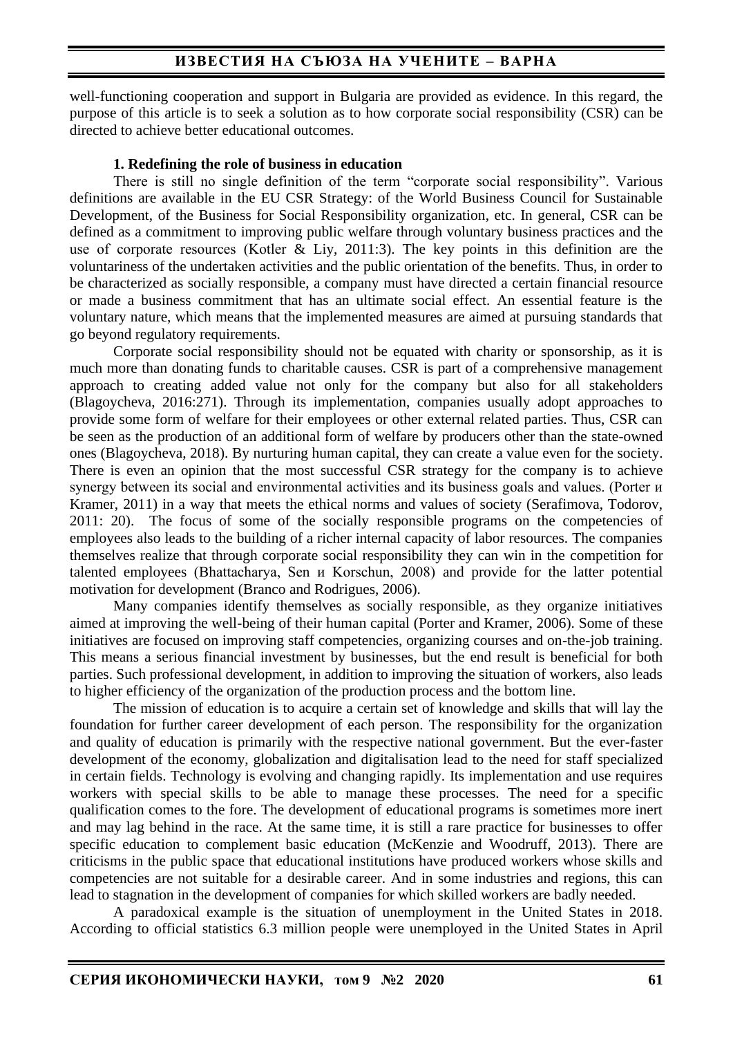well-functioning cooperation and support in Bulgaria are provided as evidence. In this regard, the purpose of this article is to seek a solution as to how corporate social responsibility (CSR) can be directed to achieve better educational outcomes.

**1. Redefining the role of business in education**

There is still no single definition of the term "corporate social responsibility". Various definitions are available in the EU CSR Strategy: of the World Business Council for Sustainable Development, of the Business for Social Responsibility organization, etc. In general, CSR can be defined as a commitment to improving public welfare through voluntary business practices and the use of corporate resources (Kotler & Liy, 2011:3). The key points in this definition are the voluntariness of the undertaken activities and the public orientation of the benefits. Thus, in order to be characterized as socially responsible, a company must have directed a certain financial resource or made a business commitment that has an ultimate social effect. An essential feature is the voluntary nature, which means that the implemented measures are aimed at pursuing standards that go beyond regulatory requirements.

Corporate social responsibility should not be equated with charity or sponsorship, as it is much more than donating funds to charitable causes. CSR is part of a comprehensive management approach to creating added value not only for the company but also for all stakeholders (Blagoycheva, 2016:271). Through its implementation, companies usually adopt approaches to provide some form of welfare for their employees or other external related parties. Thus, CSR can be seen as the production of an additional form of welfare by producers other than the state-owned ones (Blagoycheva, 2018). By nurturing human capital, they can create a value even for the society. There is even an opinion that the most successful CSR strategy for the company is to achieve synergy between its social and environmental activities and its business goals and values. (Porter и Kramer, 2011) in a way that meets the ethical norms and values of society (Serafimova, Todorov, 2011: 20). The focus of some of the socially responsible programs on the competencies of employees also leads to the building of a richer internal capacity of labor resources. The companies themselves realize that through corporate social responsibility they can win in the competition for talented employees (Bhattacharya, Sen и Korschun, 2008) and provide for the latter potential motivation for development (Branco and Rodrigues, 2006).

Many companies identify themselves as socially responsible, as they organize initiatives aimed at improving the well-being of their human capital (Porter and Kramer, 2006). Some of these initiatives are focused on improving staff competencies, organizing courses and on-the-job training. This means a serious financial investment by businesses, but the end result is beneficial for both parties. Such professional development, in addition to improving the situation of workers, also leads to higher efficiency of the organization of the production process and the bottom line.

The mission of education is to acquire a certain set of knowledge and skills that will lay the foundation for further career development of each person. The responsibility for the organization and quality of education is primarily with the respective national government. But the ever-faster development of the economy, globalization and digitalisation lead to the need for staff specialized in certain fields. Technology is evolving and changing rapidly. Its implementation and use requires workers with special skills to be able to manage these processes. The need for a specific qualification comes to the fore. The development of educational programs is sometimes more inert and may lag behind in the race. At the same time, it is still a rare practice for businesses to offer specific education to complement basic education (McKenzie and Woodruff, 2013). There are criticisms in the public space that educational institutions have produced workers whose skills and competencies are not suitable for a desirable career. And in some industries and regions, this can lead to stagnation in the development of companies for which skilled workers are badly needed.

A paradoxical example is the situation of unemployment in the United States in 2018. According to official statistics 6.3 million people were unemployed in the United States in April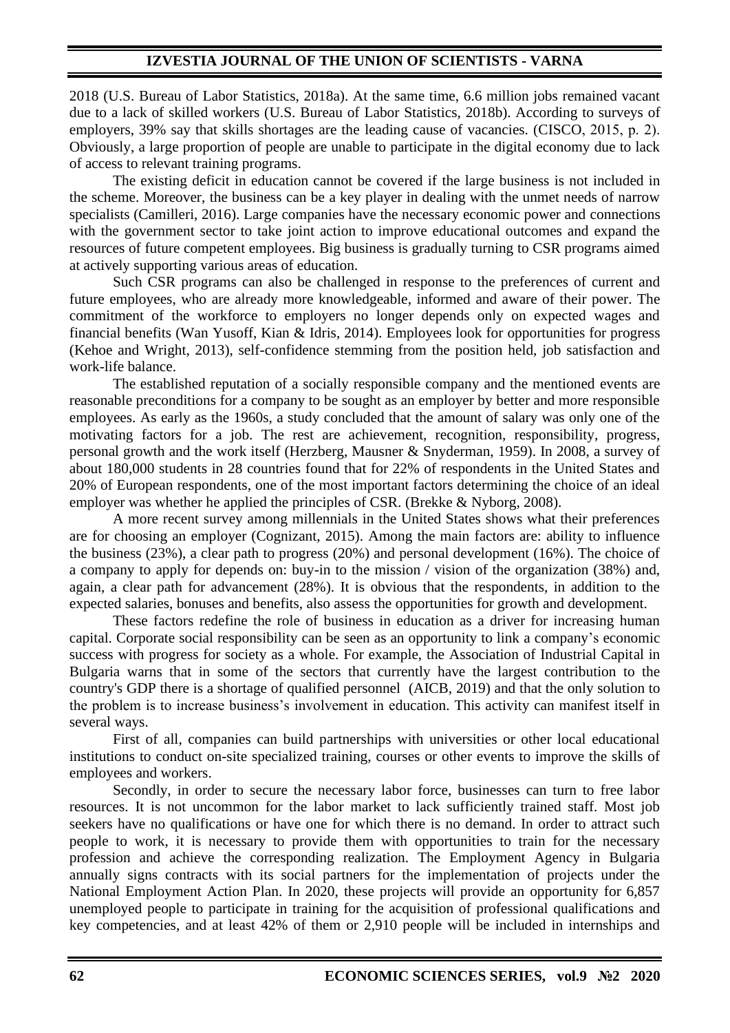2018 (U.S. Bureau of Labor Statistics, 2018a). At the same time, 6.6 million jobs remained vacant due to a lack of skilled workers (U.S. Bureau of Labor Statistics, 2018b). According to surveys of employers, 39% say that skills shortages are the leading cause of vacancies. (CISCO, 2015, p. 2). Obviously, a large proportion of people are unable to participate in the digital economy due to lack of access to relevant training programs.

The existing deficit in education cannot be covered if the large business is not included in the scheme. Moreover, the business can be a key player in dealing with the unmet needs of narrow specialists (Camilleri, 2016). Large companies have the necessary economic power and connections with the government sector to take joint action to improve educational outcomes and expand the resources of future competent employees. Big business is gradually turning to CSR programs aimed at actively supporting various areas of education.

Such CSR programs can also be challenged in response to the preferences of current and future employees, who are already more knowledgeable, informed and aware of their power. The commitment of the workforce to employers no longer depends only on expected wages and financial benefits (Wan Yusoff, Kian & Idris, 2014). Employees look for opportunities for progress (Kehoe and Wright, 2013), self-confidence stemming from the position held, job satisfaction and work-life balance.

The established reputation of a socially responsible company and the mentioned events are reasonable preconditions for a company to be sought as an employer by better and more responsible employees. As early as the 1960s, a study concluded that the amount of salary was only one of the motivating factors for a job. The rest are achievement, recognition, responsibility, progress, personal growth and the work itself (Herzberg, Mausner & Snyderman, 1959). In 2008, a survey of about 180,000 students in 28 countries found that for 22% of respondents in the United States and 20% of European respondents, one of the most important factors determining the choice of an ideal employer was whether he applied the principles of CSR. (Brekke & Nyborg, 2008).

A more recent survey among millennials in the United States shows what their preferences are for choosing an employer (Cognizant, 2015). Among the main factors are: ability to influence the business (23%), a clear path to progress (20%) and personal development (16%). The choice of a company to apply for depends on: buy-in to the mission / vision of the organization (38%) and, again, a clear path for advancement (28%). It is obvious that the respondents, in addition to the expected salaries, bonuses and benefits, also assess the opportunities for growth and development.

These factors redefine the role of business in education as a driver for increasing human capital. Corporate social responsibility can be seen as an opportunity to link a company's economic success with progress for society as a whole. For example, the Association of Industrial Capital in Bulgaria warns that in some of the sectors that currently have the largest contribution to the country's GDP there is a shortage of qualified personnel (AICB, 2019) and that the only solution to the problem is to increase business's involvement in education. This activity can manifest itself in several ways.

First of all, companies can build partnerships with universities or other local educational institutions to conduct on-site specialized training, courses or other events to improve the skills of employees and workers.

Secondly, in order to secure the necessary labor force, businesses can turn to free labor resources. It is not uncommon for the labor market to lack sufficiently trained staff. Most job seekers have no qualifications or have one for which there is no demand. In order to attract such people to work, it is necessary to provide them with opportunities to train for the necessary profession and achieve the corresponding realization. The Employment Agency in Bulgaria annually signs contracts with its social partners for the implementation of projects under the National Employment Action Plan. In 2020, these projects will provide an opportunity for 6,857 unemployed people to participate in training for the acquisition of professional qualifications and key competencies, and at least 42% of them or 2,910 people will be included in internships and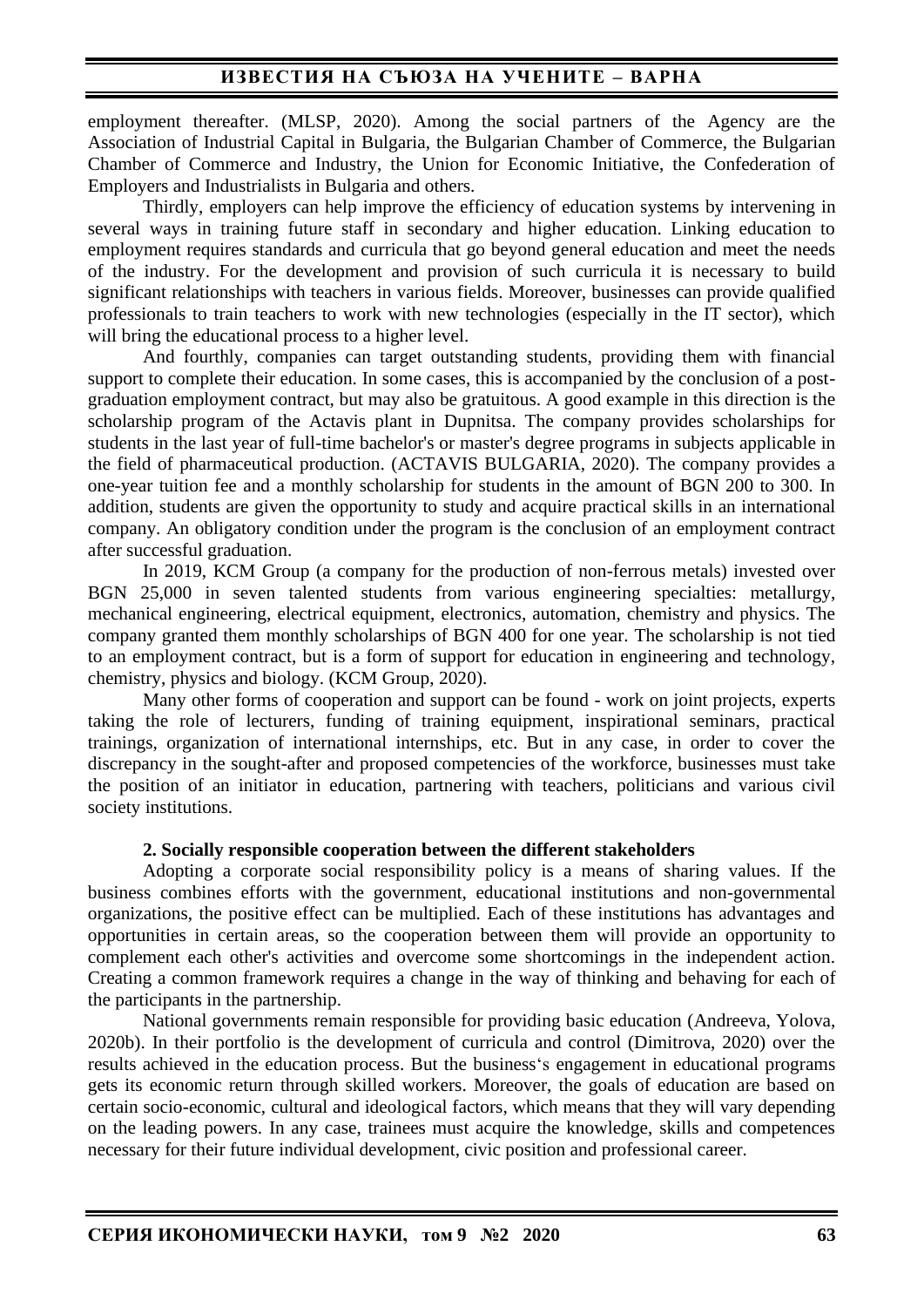employment thereafter. (MLSP, 2020). Among the social partners of the Agency are the Association of Industrial Capital in Bulgaria, the Bulgarian Chamber of Commerce, the Bulgarian Chamber of Commerce and Industry, the Union for Economic Initiative, the Confederation of Employers and Industrialists in Bulgaria and others.

Thirdly, employers can help improve the efficiency of education systems by intervening in several ways in training future staff in secondary and higher education. Linking education to employment requires standards and curricula that go beyond general education and meet the needs of the industry. For the development and provision of such curricula it is necessary to build significant relationships with teachers in various fields. Moreover, businesses can provide qualified professionals to train teachers to work with new technologies (especially in the IT sector), which will bring the educational process to a higher level.

And fourthly, companies can target outstanding students, providing them with financial support to complete their education. In some cases, this is accompanied by the conclusion of a post-graduation employment contract, but may also be gratuitous. A good example in this direction is the scholarship program of the Actavis plant in Dupnitsa. The company provides scholarships for students in the last year of full-time bachelor's or master's degree programs in subjects applicable in the field of pharmaceutical production. (ACTAVIS BULGARIA, 2020). The company provides a one-year tuition fee and a monthly scholarship for students in the amount of BGN 200 to 300. In addition, students are given the opportunity to study and acquire practical skills in an international company. An obligatory condition under the program is the conclusion of an employment contract after successful graduation.

In 2019, KCM Group (a company for the production of non-ferrous metals) invested over BGN 25,000 in seven talented students from various engineering specialties: metallurgy, mechanical engineering, electrical equipment, electronics, automation, chemistry and physics. The company granted them monthly scholarships of BGN 400 for one year. The scholarship is not tied to an employment contract, but is a form of support for education in engineering and technology, chemistry, physics and biology. (KCM Group, 2020).

Many other forms of cooperation and support can be found - work on joint projects, experts taking the role of lecturers, funding of training equipment, inspirational seminars, practical trainings, organization of international internships, etc. But in any case, in order to cover the discrepancy in the sought-after and proposed competencies of the workforce, businesses must take the position of an initiator in education, partnering with teachers, politicians and various civil society institutions.

### 2. Socially responsible cooperation between the different stakeholders

Adopting a corporate social responsibility policy is a means of sharing values. If the business combines efforts with the government, educational institutions and non-governmental organizations, the positive effect can be multiplied. Each of these institutions has advantages and opportunities in certain areas, so the cooperation between them will provide an opportunity to complement each other's activities and overcome some shortcomings in the independent action. Creating a common framework requires a change in the way of thinking and behaving for each of the participants in the partnership.

National governments remain responsible for providing basic education (Andreeva, Yolova, 2020b). In their portfolio is the development of curricula and control (Dimitrova, 2020) over the results achieved in the education process. But the business's engagement in educational programs gets its economic return through skilled workers. Moreover, the goals of education are based on certain socio-economic, cultural and ideological factors, which means that they will vary depending on the leading powers. In any case, trainees must acquire the knowledge, skills and competences necessary for their future individual development, civic position and professional career.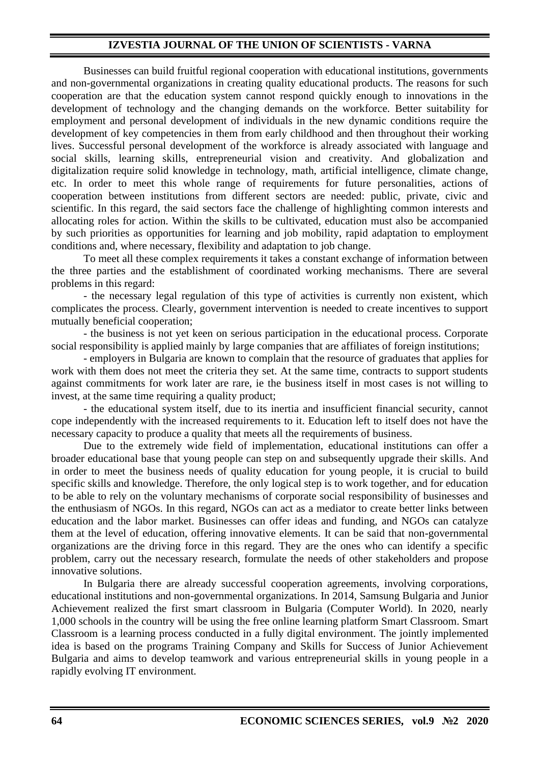Businesses can build fruitful regional cooperation with educational institutions, governments and non-governmental organizations in creating quality educational products. The reasons for such cooperation are that the education system cannot respond quickly enough to innovations in the development of technology and the changing demands on the workforce. Better suitability for employment and personal development of individuals in the new dynamic conditions require the development of key competencies in them from early childhood and then throughout their working lives. Successful personal development of the workforce is already associated with language and social skills, learning skills, entrepreneurial vision and creativity. And globalization and digitalization require solid knowledge in technology, math, artificial intelligence, climate change, etc. In order to meet this whole range of requirements for future personalities, actions of cooperation between institutions from different sectors are needed: public, private, civic and scientific. In this regard, the said sectors face the challenge of highlighting common interests and allocating roles for action. Within the skills to be cultivated, education must also be accompanied by such priorities as opportunities for learning and job mobility, rapid adaptation to employment conditions and, where necessary, flexibility and adaptation to job change.

To meet all these complex requirements it takes a constant exchange of information between the three parties and the establishment of coordinated working mechanisms. There are several problems in this regard:

- the necessary legal regulation of this type of activities is currently non existent, which complicates the process. Clearly, government intervention is needed to create incentives to support mutually beneficial cooperation;
- the business is not yet keen on serious participation in the educational process. Corporate social responsibility is applied mainly by large companies that are affiliates of foreign institutions;
- employers in Bulgaria are known to complain that the resource of graduates that applies for work with them does not meet the criteria they set. At the same time, contracts to support students against commitments for work later are rare, ie the business itself in most cases is not willing to invest, at the same time requiring a quality product;
- the educational system itself, due to its inertia and insufficient financial security, cannot cope independently with the increased requirements to it. Education left to itself does not have the necessary capacity to produce a quality that meets all the requirements of business.

Due to the extremely wide field of implementation, educational institutions can offer a broader educational base that young people can step on and subsequently upgrade their skills. And in order to meet the business needs of quality education for young people, it is crucial to build specific skills and knowledge. Therefore, the only logical step is to work together, and for education to be able to rely on the voluntary mechanisms of corporate social responsibility of businesses and the enthusiasm of NGOs. In this regard, NGOs can act as a mediator to create better links between education and the labor market. Businesses can offer ideas and funding, and NGOs can catalyze them at the level of education, offering innovative elements. It can be said that non-governmental organizations are the driving force in this regard. They are the ones who can identify a specific problem, carry out the necessary research, formulate the needs of other stakeholders and propose innovative solutions.

In Bulgaria there are already successful cooperation agreements, involving corporations, educational institutions and non-governmental organizations. In 2014, Samsung Bulgaria and Junior Achievement realized the first smart classroom in Bulgaria (Computer World). In 2020, nearly 1,000 schools in the country will be using the free online learning platform Smart Classroom. Smart Classroom is a learning process conducted in a fully digital environment. The jointly implemented idea is based on the programs Training Company and Skills for Success of Junior Achievement Bulgaria and aims to develop teamwork and various entrepreneurial skills in young people in a rapidly evolving IT environment.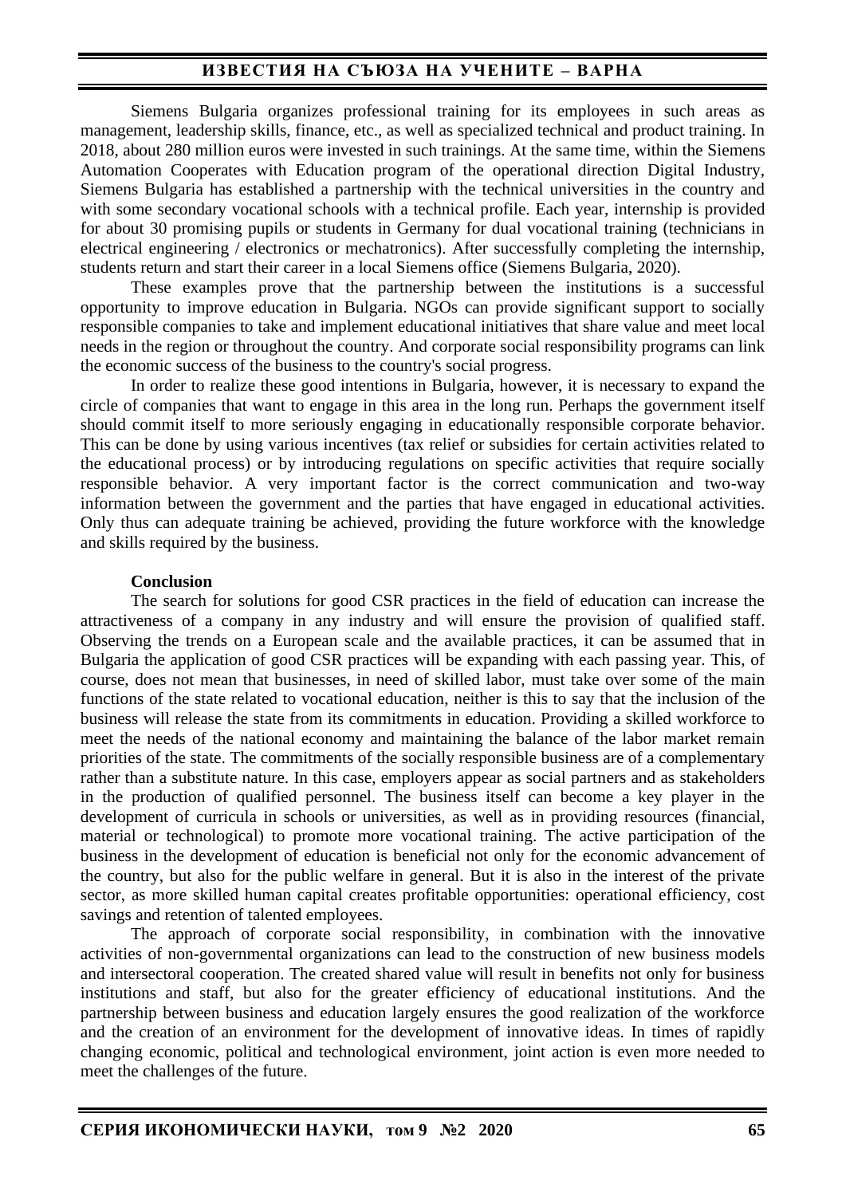Siemens Bulgaria organizes professional training for its employees in such areas as management, leadership skills, finance, etc., as well as specialized technical and product training. In 2018, about 280 million euros were invested in such trainings. At the same time, within the Siemens Automation Cooperates with Education program of the operational direction Digital Industry, Siemens Bulgaria has established a partnership with the technical universities in the country and with some secondary vocational schools with a technical profile. Each year, internship is provided for about 30 promising pupils or students in Germany for dual vocational training (technicians in electrical engineering / electronics or mechatronics). After successfully completing the internship, students return and start their career in a local Siemens office (Siemens Bulgaria, 2020).

These examples prove that the partnership between the institutions is a successful opportunity to improve education in Bulgaria. NGOs can provide significant support to socially responsible companies to take and implement educational initiatives that share value and meet local needs in the region or throughout the country. And corporate social responsibility programs can link the economic success of the business to the country's social progress.

In order to realize these good intentions in Bulgaria, however, it is necessary to expand the circle of companies that want to engage in this area in the long run. Perhaps the government itself should commit itself to more seriously engaging in educationally responsible corporate behavior. This can be done by using various incentives (tax relief or subsidies for certain activities related to the educational process) or by introducing regulations on specific activities that require socially responsible behavior. A very important factor is the correct communication and two-way information between the government and the parties that have engaged in educational activities. Only thus can adequate training be achieved, providing the future workforce with the knowledge and skills required by the business.

## Conclusion

The search for solutions for good CSR practices in the field of education can increase the attractiveness of a company in any industry and will ensure the provision of qualified staff. Observing the trends on a European scale and the available practices, it can be assumed that in Bulgaria the application of good CSR practices will be expanding with each passing year. This, of course, does not mean that businesses, in need of skilled labor, must take over some of the main functions of the state related to vocational education, neither is this to say that the inclusion of the business will release the state from its commitments in education. Providing a skilled workforce to meet the needs of the national economy and maintaining the balance of the labor market remain priorities of the state. The commitments of the socially responsible business are of a complementary rather than a substitute nature. In this case, employers appear as social partners and as stakeholders in the production of qualified personnel. The business itself can become a key player in the development of curricula in schools or universities, as well as in providing resources (financial, material or technological) to promote more vocational training. The active participation of the business in the development of education is beneficial not only for the economic advancement of the country, but also for the public welfare in general. But it is also in the interest of the private sector, as more skilled human capital creates profitable opportunities: operational efficiency, cost savings and retention of talented employees.

The approach of corporate social responsibility, in combination with the innovative activities of non-governmental organizations can lead to the construction of new business models and intersectoral cooperation. The created shared value will result in benefits not only for business institutions and staff, but also for the greater efficiency of educational institutions. And the partnership between business and education largely ensures the good realization of the workforce and the creation of an environment for the development of innovative ideas. In times of rapidly changing economic, political and technological environment, joint action is even more needed to meet the challenges of the future.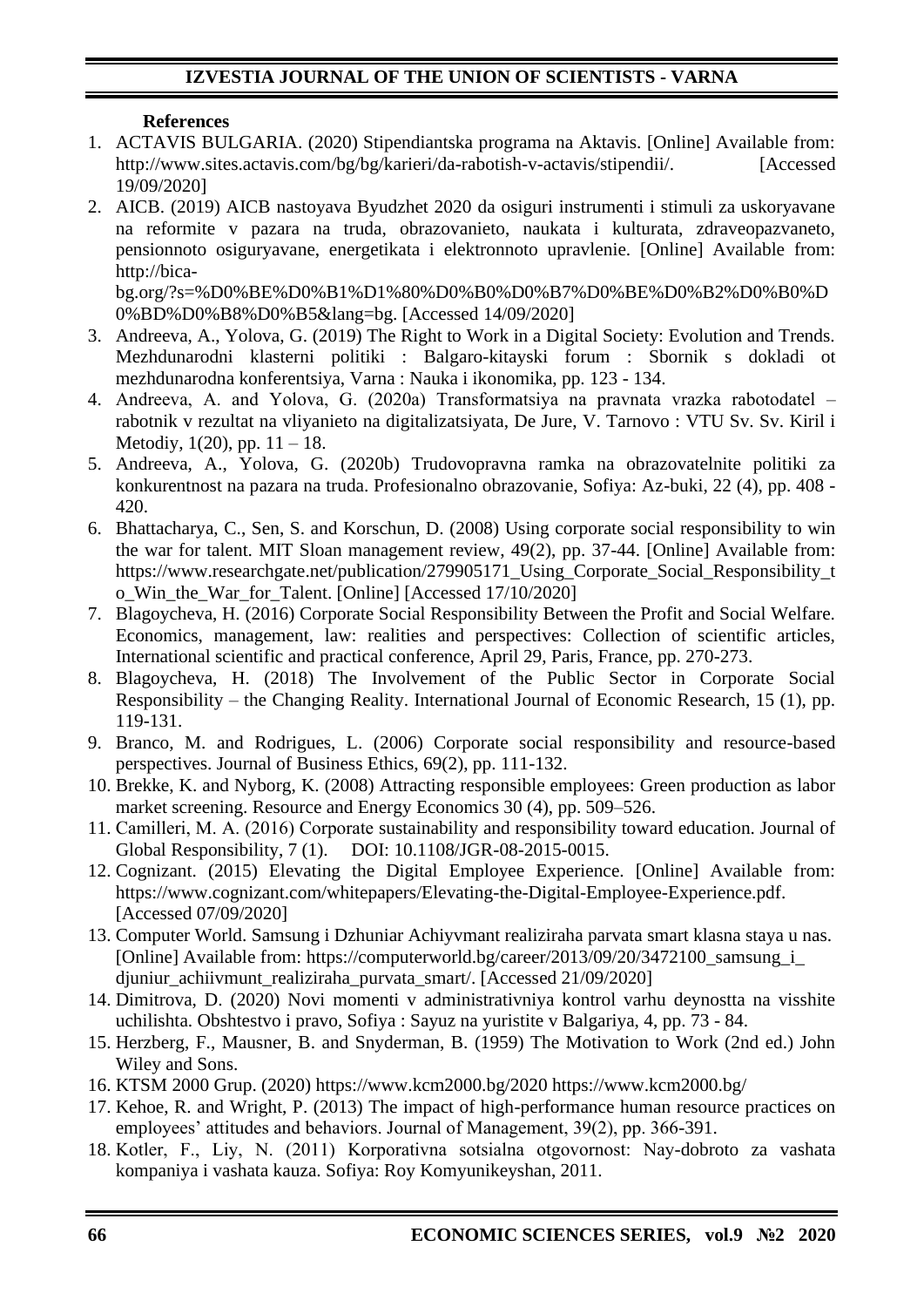**References**

1. ACTAVIS BULGARIA. (2020) Stipendiantska programa na Aktavis. [Online] Available from: http://www.sites.actavis.com/bg/bg/karieri/da-rabotish-v-actavis/stipendii/. [Accessed 19/09/2020]
2. AICB. (2019) AICB nastoyava Byudzhet 2020 da osiguri instrumenti i stimuli za uskoryavane na reformite v pazara na truda, obrazovanieto, naukata i kulturata, zdraveopazvaneto, pensionnoto osiguryavane, energetikata i elektronnoto upravlenie. [Online] Available from: http://bica-bg.org/?s=%D0%BE%D0%B1%D1%80%D0%B0%D0%B7%D0%BE%D0%B2%D0%B0%D0%BD%D0%B8%D0%B5&lang=bg. [Accessed 14/09/2020]
3. Andreeva, A., Yolova, G. (2019) The Right to Work in a Digital Society: Evolution and Trends. Mezhdunarodni klasterni politiki : Balgaro-kitayski forum : Sbornik s dokladi ot mezhdunarodna konferentsiya, Varna : Nauka i ikonomika, pp. 123 - 134.
4. Andreeva, A. and Yolova, G. (2020a) Transformatsiya na pravnata vrazka rabotodatel – rabotnik v rezultat na vliyanieto na digitalizatsiyata, De Jure, V. Tarnovo : VTU Sv. Sv. Kiril i Metodiy, 1(20), pp. 11 – 18.
5. Andreeva, A., Yolova, G. (2020b) Trudovopravna ramka na obrazovatelnite politiki za konkurentnost na pazara na truda. Profesionalno obrazovanie, Sofiya: Az-buki, 22 (4), pp. 408 - 420.
6. Bhattacharya, C., Sen, S. and Korschun, D. (2008) Using corporate social responsibility to win the war for talent. MIT Sloan management review, 49(2), pp. 37-44. [Online] Available from: https://www.researchgate.net/publication/279905171_Using_Corporate_Social_Responsibility_to_Win_the_War_for_Talent. [Online] [Accessed 17/10/2020]
7. Blagoycheva, H. (2016) Corporate Social Responsibility Between the Profit and Social Welfare. Economics, management, law: realities and perspectives: Collection of scientific articles, International scientific and practical conference, April 29, Paris, France, pp. 270-273.
8. Blagoycheva, H. (2018) The Involvement of the Public Sector in Corporate Social Responsibility – the Changing Reality. International Journal of Economic Research, 15 (1), pp. 119-131.
9. Branco, M. and Rodrigues, L. (2006) Corporate social responsibility and resource-based perspectives. Journal of Business Ethics, 69(2), pp. 111-132.
10. Brekke, K. and Nyborg, K. (2008) Attracting responsible employees: Green production as labor market screening. Resource and Energy Economics 30 (4), pp. 509–526.
11. Camilleri, M. A. (2016) Corporate sustainability and responsibility toward education. Journal of Global Responsibility, 7 (1). DOI: 10.1108/JGR-08-2015-0015.
12. Cognizant. (2015) Elevating the Digital Employee Experience. [Online] Available from: https://www.cognizant.com/whitepapers/Elevating-the-Digital-Employee-Experience.pdf. [Accessed 07/09/2020]
13. Computer World. Samsung i Dzhuniar Achiyvmant realiziraha parvata smart klasna staya u nas. [Online] Available from: https://computerworld.bg/career/2013/09/20/3472100_samsung_i_djuniur_achiivmunt_realiziraha_purvata_smart/. [Accessed 21/09/2020]
14. Dimitrova, D. (2020) Novi momenti v administrativniya kontrol varhu deynostta na visshite uchilishta. Obshtestvo i pravo, Sofiya : Sayuz na yuristite v Balgariya, 4, pp. 73 - 84.
15. Herzberg, F., Mausner, B. and Snyderman, B. (1959) The Motivation to Work (2nd ed.) John Wiley and Sons.
16. KTSM 2000 Grup. (2020) https://www.kcm2000.bg/2020 https://www.kcm2000.bg/
17. Kehoe, R. and Wright, P. (2013) The impact of high-performance human resource practices on employees' attitudes and behaviors. Journal of Management, 39(2), pp. 366-391.
18. Kotler, F., Liy, N. (2011) Korporativna sotsialna otgovornost: Nay-dobroto za vashata kompaniya i vashata kauza. Sofiya: Roy Komyunikeyshan, 2011.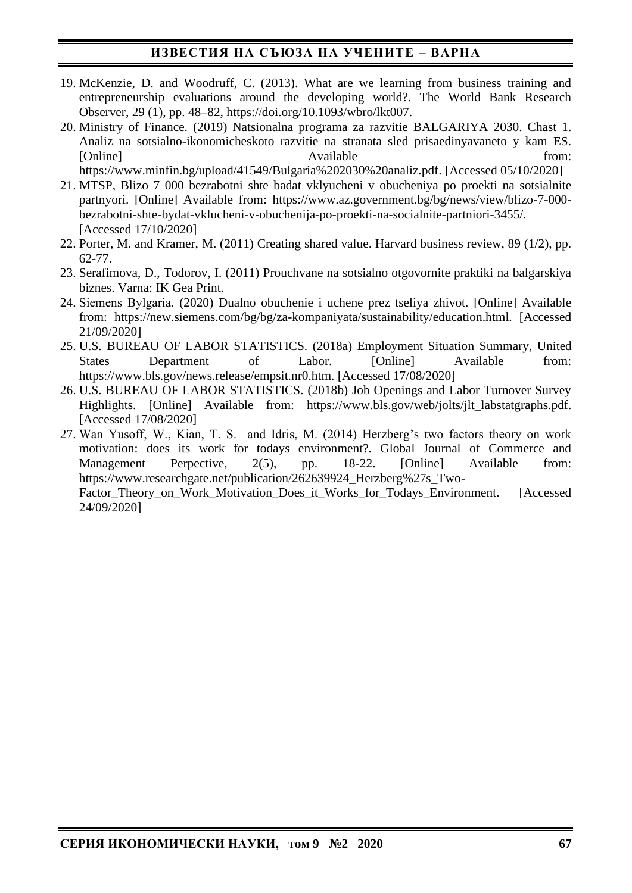19. McKenzie, D. and Woodruff, C. (2013). What are we learning from business training and entrepreneurship evaluations around the developing world?. The World Bank Research Observer, 29 (1), pp. 48–82, https://doi.org/10.1093/wbro/lkt007.
20. Ministry of Finance. (2019) Natsionalna programa za razvitie BALGARIYA 2030. Chast 1. Analiz na sotsialno-ikonomicheskoto razvitie na stranata sled prisaedinyavaneto y kam ES. [Online] Available from: https://www.minfin.bg/upload/41549/Bulgaria%202030%20analiz.pdf. [Accessed 05/10/2020]
21. MTSP, Blizo 7 000 bezrabotni shte badat vklyucheni v obucheniya po proekti na sotsialnite partnyori. [Online] Available from: https://www.az.government.bg/bg/news/view/blizo-7-000-bezrabotni-shte-bydat-vklucheni-v-obuchenija-po-proekti-na-socialnite-partniori-3455/. [Accessed 17/10/2020]
22. Porter, M. and Kramer, M. (2011) Creating shared value. Harvard business review, 89 (1/2), pp. 62-77.
23. Serafimova, D., Todorov, I. (2011) Prouchvane na sotsialno otgovornite praktiki na balgarskiya biznes. Varna: IK Gea Print.
24. Siemens Bylgaria. (2020) Dualno obuchenie i uchene prez tseliya zhivot. [Online] Available from: https://new.siemens.com/bg/bg/za-kompaniyata/sustainability/education.html. [Accessed 21/09/2020]
25. U.S. BUREAU OF LABOR STATISTICS. (2018a) Employment Situation Summary, United States Department of Labor. [Online] Available from: https://www.bls.gov/news.release/empsit.nr0.htm. [Accessed 17/08/2020]
26. U.S. BUREAU OF LABOR STATISTICS. (2018b) Job Openings and Labor Turnover Survey Highlights. [Online] Available from: https://www.bls.gov/web/jolts/jlt_labstatgraphs.pdf. [Accessed 17/08/2020]
27. Wan Yusoff, W., Kian, T. S. and Idris, M. (2014) Herzberg's two factors theory on work motivation: does its work for todays environment?. Global Journal of Commerce and Management Perpective, 2(5), pp. 18-22. [Online] Available from: https://www.researchgate.net/publication/262639924_Herzberg%27s_Two-Factor_Theory_on_Work_Motivation_Does_it_Works_for_Todays_Environment. [Accessed 24/09/2020]